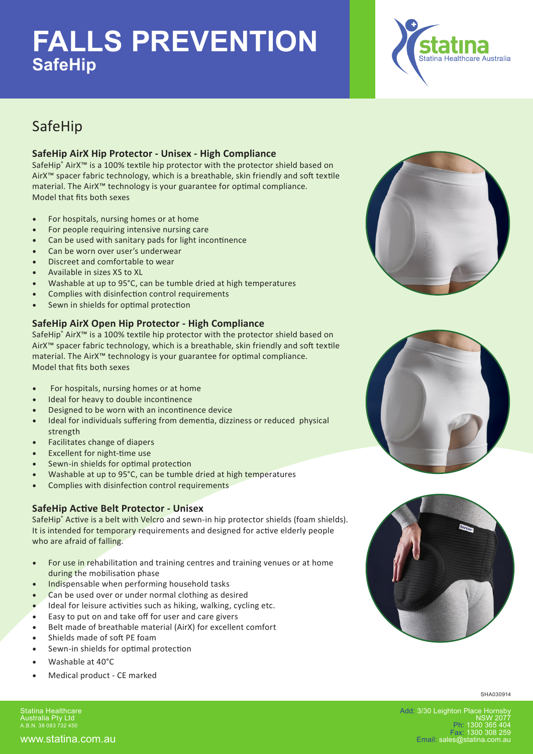# FALLS PREVENTION

## SafeHip

statina
Statina Healthcare Australia

## SafeHip

### SafeHip AirX Hip Protector - Unisex - High Compliance

SafeHip® AirX™ is a 100% textile hip protector with the protector shield based on AirX™ spacer fabric technology, which is a breathable, skin friendly and soft textile material. The AirX™ technology is your guarantee for optimal compliance. Model that fits both sexes

- For hospitals, nursing homes or at home
- For people requiring intensive nursing care
- Can be used with sanitary pads for light incontinence
- Can be worn over user's underwear
- Discreet and comfortable to wear
- Available in sizes XS to XL
- Washable at up to 95°C, can be tumble dried at high temperatures
- Complies with disinfection control requirements
- Sewn in shields for optimal protection

### SafeHip AirX Open Hip Protector - High Compliance

SafeHip® AirX™ is a 100% textile hip protector with the protector shield based on AirX™ spacer fabric technology, which is a breathable, skin friendly and soft textile material. The AirX™ technology is your guarantee for optimal compliance. Model that fits both sexes

- For hospitals, nursing homes or at home
- Ideal for heavy to double incontinence
- Designed to be worn with an incontinence device
- Ideal for individuals suffering from dementia, dizziness or reduced physical strength
- Facilitates change of diapers
- Excellent for night-time use
- Sewn-in shields for optimal protection
- Washable at up to 95°C, can be tumble dried at high temperatures
- Complies with disinfection control requirements

### SafeHip Active Belt Protector - Unisex

SafeHip® Active is a belt with Velcro and sewn-in hip protector shields (foam shields). It is intended for temporary requirements and designed for active elderly people who are afraid of falling.

- For use in rehabilitation and training centres and training venues or at home during the mobilisation phase
- Indispensable when performing household tasks
- Can be used over or under normal clothing as desired
- Ideal for leisure activities such as hiking, walking, cycling etc.
- Easy to put on and take off for user and care givers
- Belt made of breathable material (AirX) for excellent comfort
- Shields made of soft PE foam
- Sewn-in shields for optimal protection
- Washable at 40°C
- Medical product - CE marked

SHA030914

Statina Healthcare Australia Pty Ltd
A.B.N. 38 083 732 450

www.statina.com.au

Add: 3/30 Leighton Place Hornsby NSW 2077
Ph: 1300 365 404
Fax: 1300 308 259
Email: sales@statina.com.au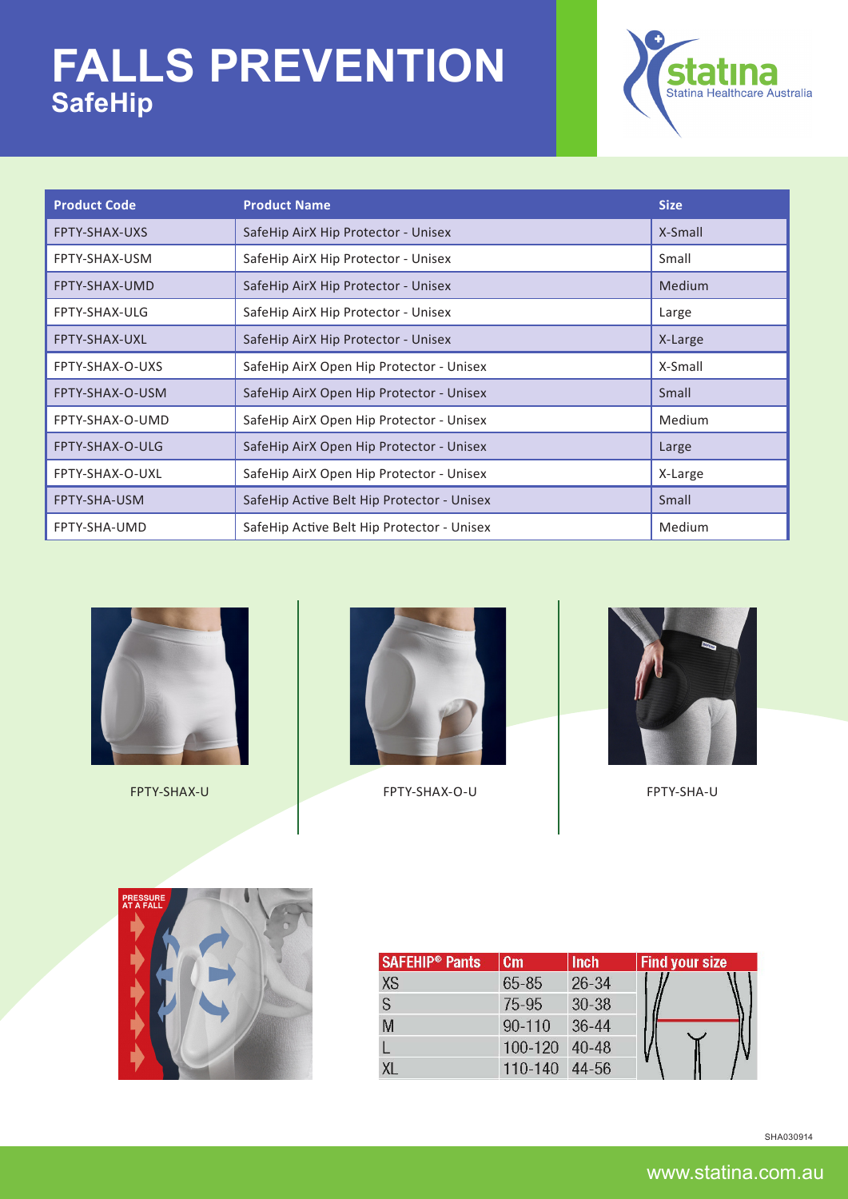# FALLS PREVENTION

## SafeHip

statina
Statina Healthcare Australia

| Product Code | Product Name | Size |
|---|---|---|
| FPTY-SHAX-UXS | SafeHip AirX Hip Protector - Unisex | X-Small |
| FPTY-SHAX-USM | SafeHip AirX Hip Protector - Unisex | Small |
| FPTY-SHAX-UMD | SafeHip AirX Hip Protector - Unisex | Medium |
| FPTY-SHAX-ULG | SafeHip AirX Hip Protector - Unisex | Large |
| FPTY-SHAX-UXL | SafeHip AirX Hip Protector - Unisex | X-Large |
| FPTY-SHAX-O-UXS | SafeHip AirX Open Hip Protector - Unisex | X-Small |
| FPTY-SHAX-O-USM | SafeHip AirX Open Hip Protector - Unisex | Small |
| FPTY-SHAX-O-UMD | SafeHip AirX Open Hip Protector - Unisex | Medium |
| FPTY-SHAX-O-ULG | SafeHip AirX Open Hip Protector - Unisex | Large |
| FPTY-SHAX-O-UXL | SafeHip AirX Open Hip Protector - Unisex | X-Large |
| FPTY-SHA-USM | SafeHip Active Belt Hip Protector - Unisex | Small |
| FPTY-SHA-UMD | SafeHip Active Belt Hip Protector - Unisex | Medium |

FPTY-SHAX-U

FPTY-SHAX-O-U

FPTY-SHA-U

PRESSURE AT A FALL

| SAFEHIP® Pants | Cm | Inch | Find your size |
|---|---|---|---|
| XS | 65-85 | 26-34 | |
| S | 75-95 | 30-38 | |
| M | 90-110 | 36-44 | |
| L | 100-120 | 40-48 | |
| XL | 110-140 | 44-56 | |

SHA030914

www.statina.com.au